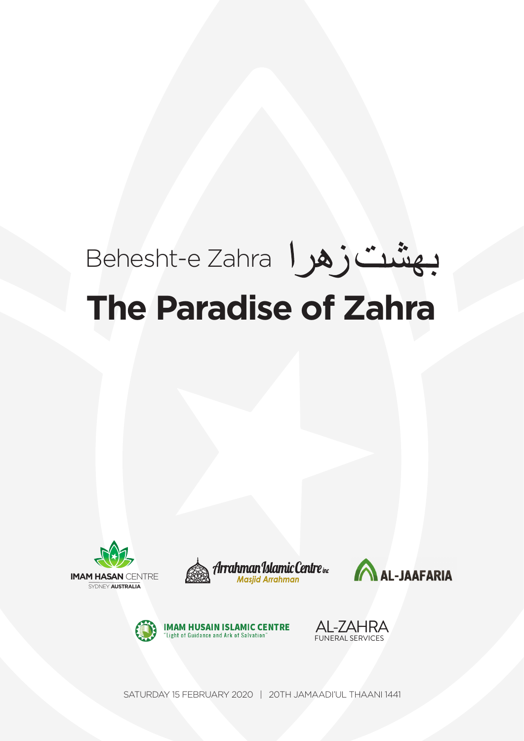Behesht-e Zahra بهشت زهرا

# The Paradise of Zahra

IMAM HASAN CENTRE
SYDNEY AUSTRALIA

Arrahman Islamic Centre inc
Masjid Arrahman

AL-JAAFARIA

IMAM HUSAIN ISLAMIC CENTRE
"Light of Guidance and Ark of Salvation"

AL-ZAHRA
FUNERAL SERVICES

SATURDAY 15 FEBRUARY 2020 | 20TH JAMAADI'UL THAANI 1441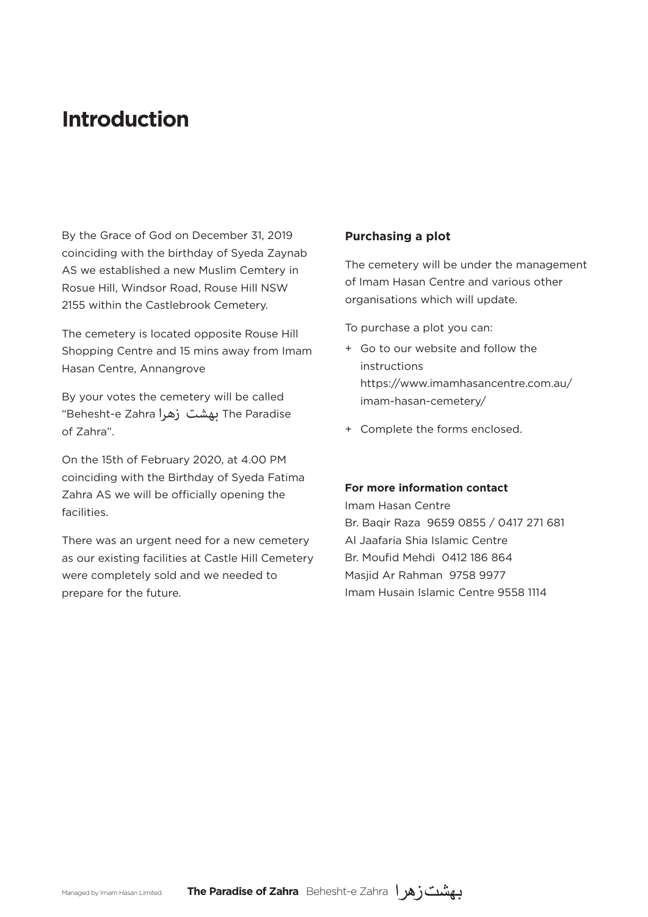# Introduction

By the Grace of God on December 31, 2019 coinciding with the birthday of Syeda Zaynab AS we established a new Muslim Cemtery in Rosue Hill, Windsor Road, Rouse Hill NSW 2155 within the Castlebrook Cemetery.

The cemetery is located opposite Rouse Hill Shopping Centre and 15 mins away from Imam Hasan Centre, Annangrove

By your votes the cemetery will be called "Behesht-e Zahra بهشت زهرا The Paradise of Zahra".

On the 15th of February 2020, at 4.00 PM coinciding with the Birthday of Syeda Fatima Zahra AS we will be officially opening the facilities.

There was an urgent need for a new cemetery as our existing facilities at Castle Hill Cemetery were completely sold and we needed to prepare for the future.

**Purchasing a plot**

The cemetery will be under the management of Imam Hasan Centre and various other organisations which will update.

To purchase a plot you can:

+ Go to our website and follow the instructions https://www.imamhasancentre.com.au/imam-hasan-cemetery/
+ Complete the forms enclosed.

**For more information contact**

Imam Hasan Centre
Br. Baqir Raza 9659 0855 / 0417 271 681
Al Jaafaria Shia Islamic Centre
Br. Moufid Mehdi 0412 186 864
Masjid Ar Rahman 9758 9977
Imam Husain Islamic Centre 9558 1114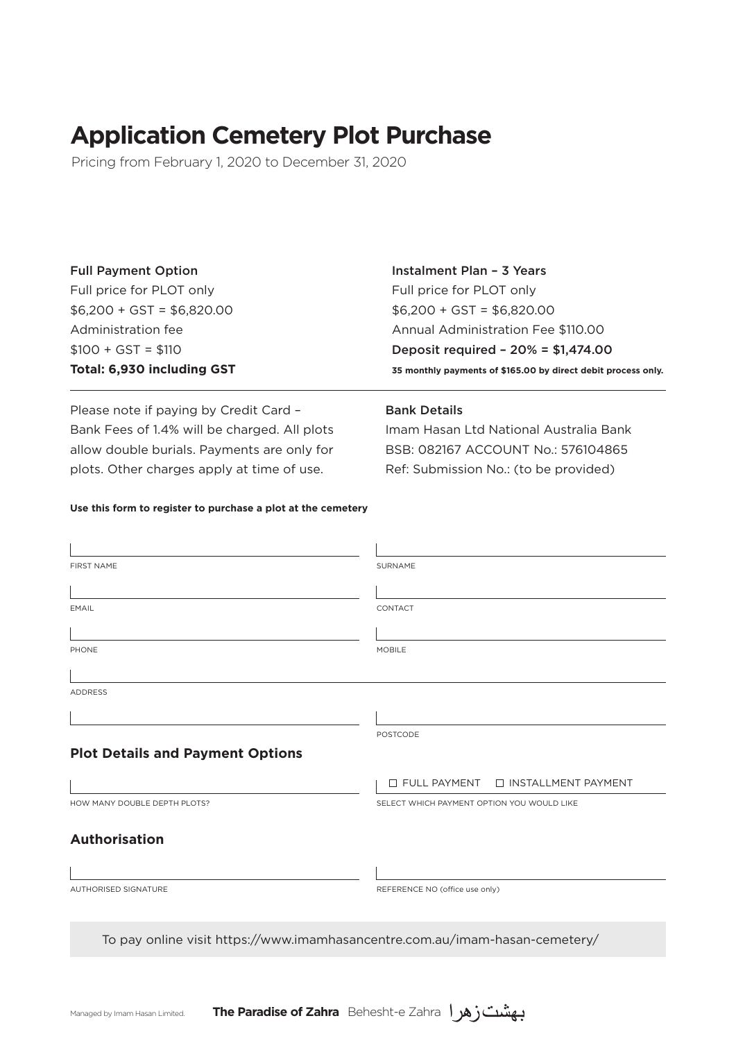# Application Cemetery Plot Purchase

Pricing from February 1, 2020 to December 31, 2020

**Full Payment Option**
Full price for PLOT only
$6,200 + GST = $6,820.00
Administration fee
$100 + GST = $110
**Total: 6,930 including GST**

**Instalment Plan – 3 Years**
Full price for PLOT only
$6,200 + GST = $6,820.00
Annual Administration Fee $110.00
Deposit required – 20% = $1,474.00
**35 monthly payments of $165.00 by direct debit process only.**

Please note if paying by Credit Card – Bank Fees of 1.4% will be charged. All plots allow double burials. Payments are only for plots. Other charges apply at time of use.

**Bank Details**
Imam Hasan Ltd National Australia Bank
BSB: 082167 ACCOUNT No.: 576104865
Ref: Submission No.: (to be provided)

**Use this form to register to purchase a plot at the cemetery**

FIRST NAME

SURNAME

EMAIL

CONTACT

PHONE

MOBILE

ADDRESS

POSTCODE

## Plot Details and Payment Options

HOW MANY DOUBLE DEPTH PLOTS?

☐ FULL PAYMENT ☐ INSTALLMENT PAYMENT

SELECT WHICH PAYMENT OPTION YOU WOULD LIKE

## Authorisation

AUTHORISED SIGNATURE

REFERENCE NO (office use only)

To pay online visit https://www.imamhasancentre.com.au/imam-hasan-cemetery/

Managed by Imam Hasan Limited. **The Paradise of Zahra** Behesht-e Zahra بهشت زهرا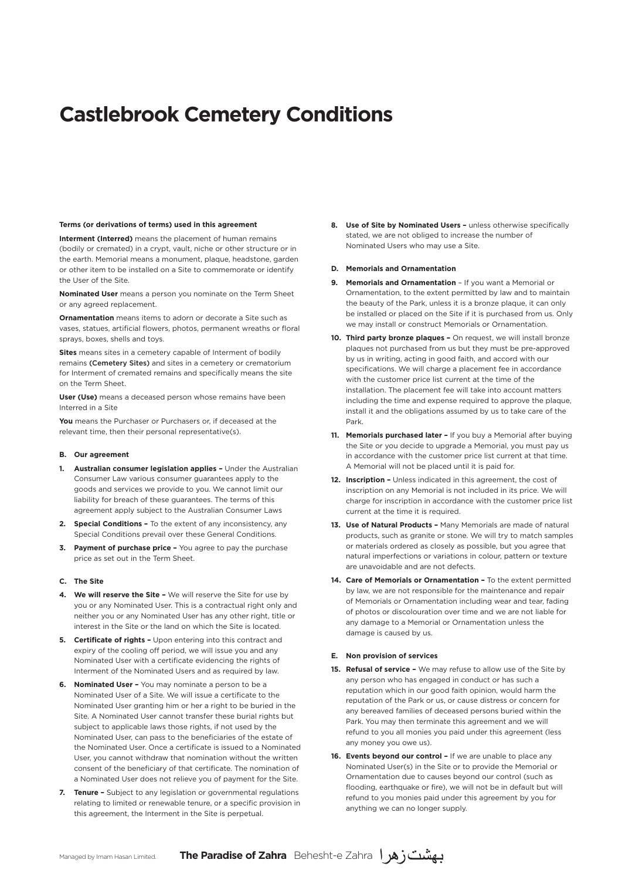# Castlebrook Cemetery Conditions

**Terms (or derivations of terms) used in this agreement**

**Interment (Interred)** means the placement of human remains (bodily or cremated) in a crypt, vault, niche or other structure or in the earth. Memorial means a monument, plaque, headstone, garden or other item to be installed on a Site to commemorate or identify the User of the Site.

**Nominated User** means a person you nominate on the Term Sheet or any agreed replacement.

**Ornamentation** means items to adorn or decorate a Site such as vases, statues, artificial flowers, photos, permanent wreaths or floral sprays, boxes, shells and toys.

**Sites** means sites in a cemetery capable of Interment of bodily remains **(Cemetery Sites)** and sites in a cemetery or crematorium for Interment of cremated remains and specifically means the site on the Term Sheet.

**User (Use)** means a deceased person whose remains have been Interred in a Site

**You** means the Purchaser or Purchasers or, if deceased at the relevant time, then their personal representative(s).

**B. Our agreement**

1. **Australian consumer legislation applies –** Under the Australian Consumer Law various consumer guarantees apply to the goods and services we provide to you. We cannot limit our liability for breach of these guarantees. The terms of this agreement apply subject to the Australian Consumer Laws
2. **Special Conditions –** To the extent of any inconsistency, any Special Conditions prevail over these General Conditions.
3. **Payment of purchase price –** You agree to pay the purchase price as set out in the Term Sheet.

**C. The Site**

4. **We will reserve the Site –** We will reserve the Site for use by you or any Nominated User. This is a contractual right only and neither you or any Nominated User has any other right, title or interest in the Site or the land on which the Site is located.
5. **Certificate of rights –** Upon entering into this contract and expiry of the cooling off period, we will issue you and any Nominated User with a certificate evidencing the rights of Interment of the Nominated Users and as required by law.
6. **Nominated User –** You may nominate a person to be a Nominated User of a Site. We will issue a certificate to the Nominated User granting him or her a right to be buried in the Site. A Nominated User cannot transfer these burial rights but subject to applicable laws those rights, if not used by the Nominated User, can pass to the beneficiaries of the estate of the Nominated User. Once a certificate is issued to a Nominated User, you cannot withdraw that nomination without the written consent of the beneficiary of that certificate. The nomination of a Nominated User does not relieve you of payment for the Site.
7. **Tenure –** Subject to any legislation or governmental regulations relating to limited or renewable tenure, or a specific provision in this agreement, the Interment in the Site is perpetual.
8. **Use of Site by Nominated Users –** unless otherwise specifically stated, we are not obliged to increase the number of Nominated Users who may use a Site.

**D. Memorials and Ornamentation**

9. **Memorials and Ornamentation** – If you want a Memorial or Ornamentation, to the extent permitted by law and to maintain the beauty of the Park, unless it is a bronze plaque, it can only be installed or placed on the Site if it is purchased from us. Only we may install or construct Memorials or Ornamentation.
10. **Third party bronze plaques –** On request, we will install bronze plaques not purchased from us but they must be pre-approved by us in writing, acting in good faith, and accord with our specifications. We will charge a placement fee in accordance with the customer price list current at the time of the installation. The placement fee will take into account matters including the time and expense required to approve the plaque, install it and the obligations assumed by us to take care of the Park.
11. **Memorials purchased later –** If you buy a Memorial after buying the Site or you decide to upgrade a Memorial, you must pay us in accordance with the customer price list current at that time. A Memorial will not be placed until it is paid for.
12. **Inscription –** Unless indicated in this agreement, the cost of inscription on any Memorial is not included in its price. We will charge for inscription in accordance with the customer price list current at the time it is required.
13. **Use of Natural Products –** Many Memorials are made of natural products, such as granite or stone. We will try to match samples or materials ordered as closely as possible, but you agree that natural imperfections or variations in colour, pattern or texture are unavoidable and are not defects.
14. **Care of Memorials or Ornamentation –** To the extent permitted by law, we are not responsible for the maintenance and repair of Memorials or Ornamentation including wear and tear, fading of photos or discolouration over time and we are not liable for any damage to a Memorial or Ornamentation unless the damage is caused by us.

**E. Non provision of services**

15. **Refusal of service –** We may refuse to allow use of the Site by any person who has engaged in conduct or has such a reputation which in our good faith opinion, would harm the reputation of the Park or us, or cause distress or concern for any bereaved families of deceased persons buried within the Park. You may then terminate this agreement and we will refund to you all monies you paid under this agreement (less any money you owe us).
16. **Events beyond our control –** If we are unable to place any Nominated User(s) in the Site or to provide the Memorial or Ornamentation due to causes beyond our control (such as flooding, earthquake or fire), we will not be in default but will refund to you monies paid under this agreement by you for anything we can no longer supply.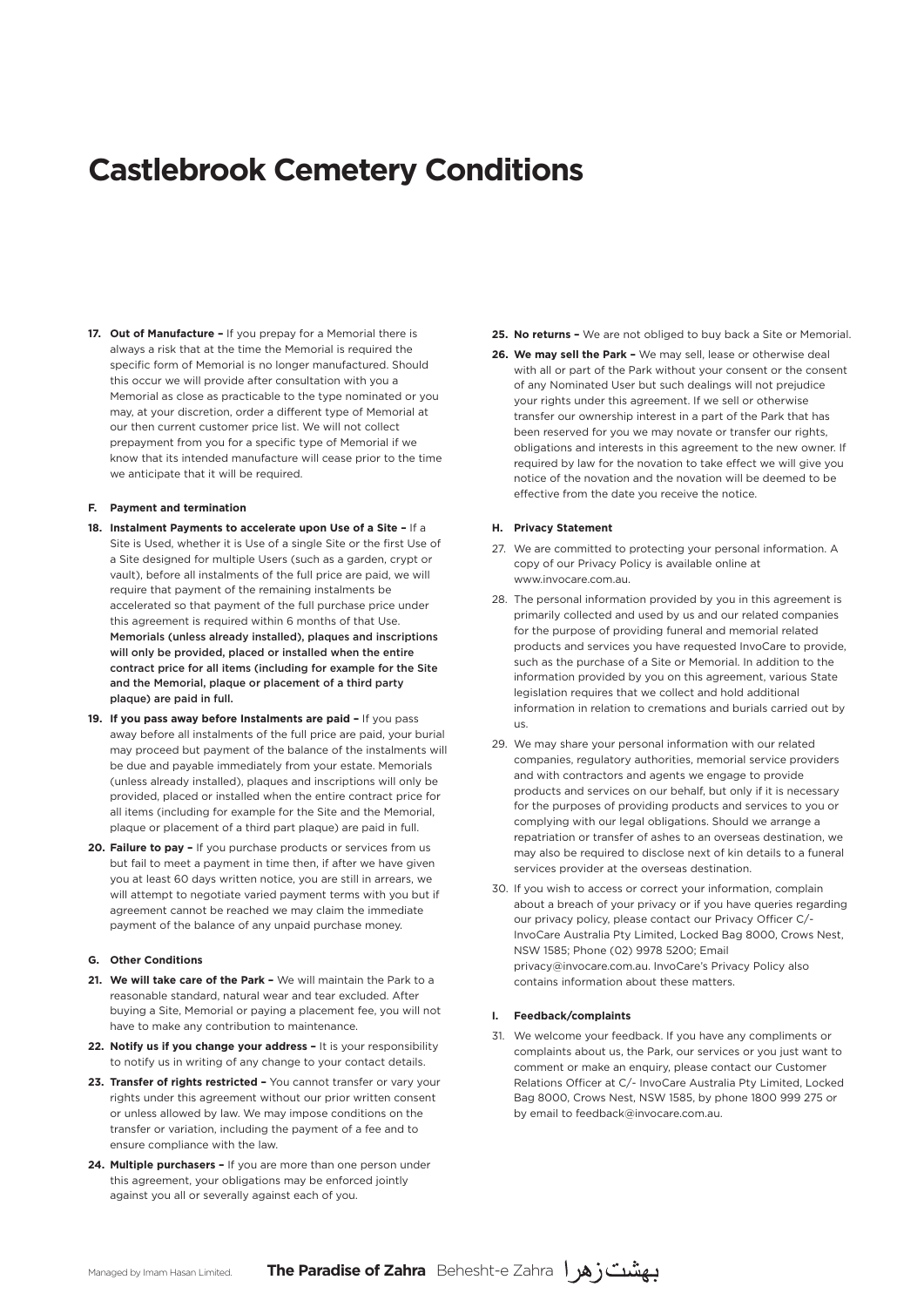# Castlebrook Cemetery Conditions

17. **Out of Manufacture –** If you prepay for a Memorial there is always a risk that at the time the Memorial is required the specific form of Memorial is no longer manufactured. Should this occur we will provide after consultation with you a Memorial as close as practicable to the type nominated or you may, at your discretion, order a different type of Memorial at our then current customer price list. We will not collect prepayment from you for a specific type of Memorial if we know that its intended manufacture will cease prior to the time we anticipate that it will be required.

### F. Payment and termination

18. **Instalment Payments to accelerate upon Use of a Site –** If a Site is Used, whether it is Use of a single Site or the first Use of a Site designed for multiple Users (such as a garden, crypt or vault), before all instalments of the full price are paid, we will require that payment of the remaining instalments be accelerated so that payment of the full purchase price under this agreement is required within 6 months of that Use. **Memorials (unless already installed), plaques and inscriptions will only be provided, placed or installed when the entire contract price for all items (including for example for the Site and the Memorial, plaque or placement of a third party plaque) are paid in full.**
19. **If you pass away before Instalments are paid –** If you pass away before all instalments of the full price are paid, your burial may proceed but payment of the balance of the instalments will be due and payable immediately from your estate. Memorials (unless already installed), plaques and inscriptions will only be provided, placed or installed when the entire contract price for all items (including for example for the Site and the Memorial, plaque or placement of a third part plaque) are paid in full.
20. **Failure to pay –** If you purchase products or services from us but fail to meet a payment in time then, if after we have given you at least 60 days written notice, you are still in arrears, we will attempt to negotiate varied payment terms with you but if agreement cannot be reached we may claim the immediate payment of the balance of any unpaid purchase money.

### G. Other Conditions

21. **We will take care of the Park –** We will maintain the Park to a reasonable standard, natural wear and tear excluded. After buying a Site, Memorial or paying a placement fee, you will not have to make any contribution to maintenance.
22. **Notify us if you change your address –** It is your responsibility to notify us in writing of any change to your contact details.
23. **Transfer of rights restricted –** You cannot transfer or vary your rights under this agreement without our prior written consent or unless allowed by law. We may impose conditions on the transfer or variation, including the payment of a fee and to ensure compliance with the law.
24. **Multiple purchasers –** If you are more than one person under this agreement, your obligations may be enforced jointly against you all or severally against each of you.
25. **No returns –** We are not obliged to buy back a Site or Memorial.
26. **We may sell the Park –** We may sell, lease or otherwise deal with all or part of the Park without your consent or the consent of any Nominated User but such dealings will not prejudice your rights under this agreement. If we sell or otherwise transfer our ownership interest in a part of the Park that has been reserved for you we may novate or transfer our rights, obligations and interests in this agreement to the new owner. If required by law for the novation to take effect we will give you notice of the novation and the novation will be deemed to be effective from the date you receive the notice.

### H. Privacy Statement

27. We are committed to protecting your personal information. A copy of our Privacy Policy is available online at www.invocare.com.au.
28. The personal information provided by you in this agreement is primarily collected and used by us and our related companies for the purpose of providing funeral and memorial related products and services you have requested InvoCare to provide, such as the purchase of a Site or Memorial. In addition to the information provided by you on this agreement, various State legislation requires that we collect and hold additional information in relation to cremations and burials carried out by us.
29. We may share your personal information with our related companies, regulatory authorities, memorial service providers and with contractors and agents we engage to provide products and services on our behalf, but only if it is necessary for the purposes of providing products and services to you or complying with our legal obligations. Should we arrange a repatriation or transfer of ashes to an overseas destination, we may also be required to disclose next of kin details to a funeral services provider at the overseas destination.
30. If you wish to access or correct your information, complain about a breach of your privacy or if you have queries regarding our privacy policy, please contact our Privacy Officer C/- InvoCare Australia Pty Limited, Locked Bag 8000, Crows Nest, NSW 1585; Phone (02) 9978 5200; Email privacy@invocare.com.au. InvoCare's Privacy Policy also contains information about these matters.

### I. Feedback/complaints

31. We welcome your feedback. If you have any compliments or complaints about us, the Park, our services or you just want to comment or make an enquiry, please contact our Customer Relations Officer at C/- InvoCare Australia Pty Limited, Locked Bag 8000, Crows Nest, NSW 1585, by phone 1800 999 275 or by email to feedback@invocare.com.au.

Managed by Imam Hasan Limited. **The Paradise of Zahra** Behesht-e Zahra بهشت زهرا